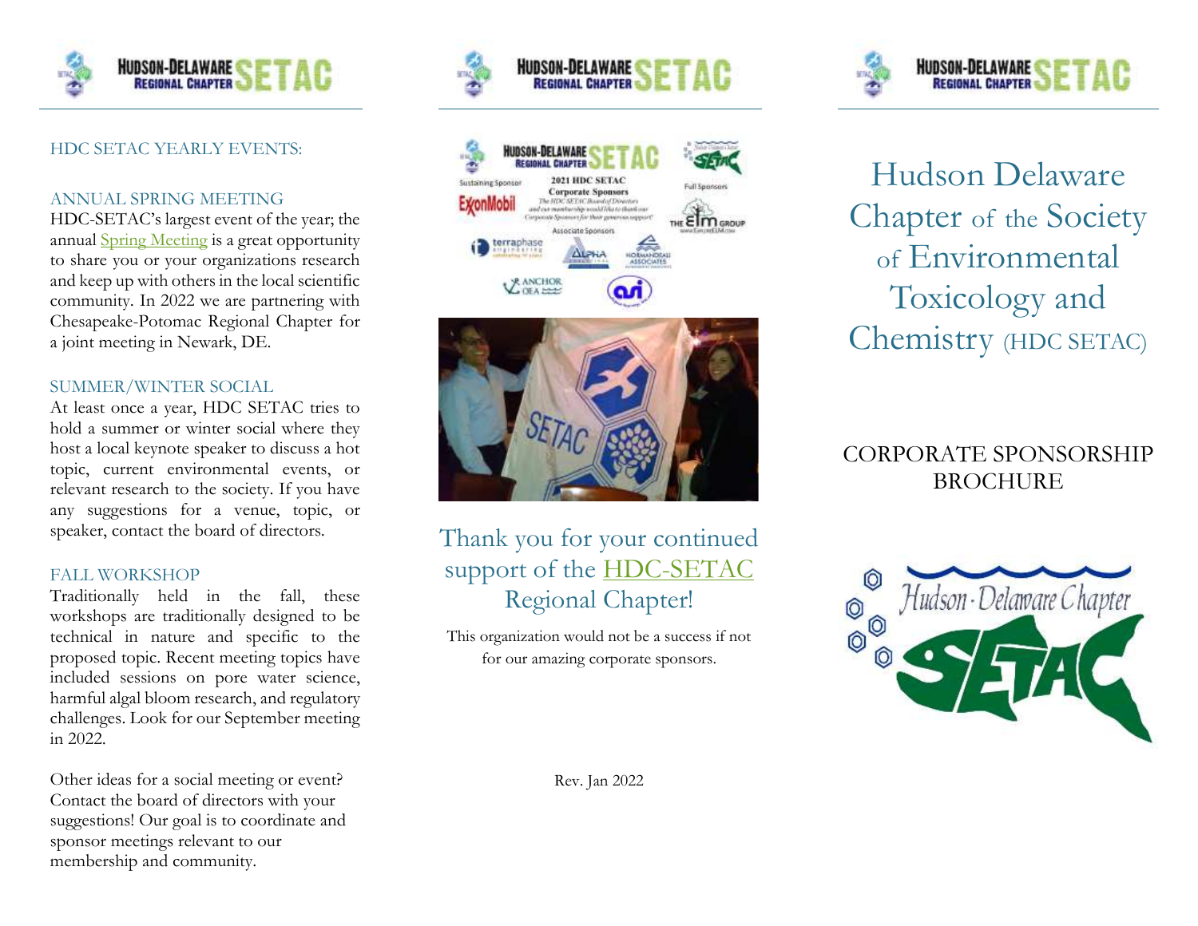## HDC SETAC YEARLY EVENTS:

### ANNUAL SPRING MEETING

HDC-SETAC's largest event of the year; the annual Spring Meeting is a great opportunity to share you or your organizations research and keep up with others in the local scientific community. In 2022 we are partnering with Chesapeake-Potomac Regional Chapter for a joint meeting in Newark, DE.

### SUMMER/WINTER SOCIAL

At least once a year, HDC SETAC tries to hold a summer or winter social where they host a local keynote speaker to discuss a hot topic, current environmental events, or relevant research to the society. If you have any suggestions for a venue, topic, or speaker, contact the board of directors.

### FALL WORKSHOP

Traditionally held in the fall, these workshops are traditionally designed to be technical in nature and specific to the proposed topic. Recent meeting topics have included sessions on pore water science, harmful algal bloom research, and regulatory challenges. Look for our September meeting in 2022.

Other ideas for a social meeting or event? Contact the board of directors with your suggestions! Our goal is to coordinate and sponsor meetings relevant to our membership and community.

2021 HDC SETAC Corporate Sponsors

The HDC SETAC Board of Directors and our membership would like to thank our Corporate Sponsors for their generous support!

Sustaining Sponsor: ExxonMobil

Full Sponsors: The ELM Group

Associate Sponsors: terraphase engineering, Alpha, Normandeau Associates, Anchor QEA, ASI

## Thank you for your continued support of the HDC-SETAC Regional Chapter!

This organization would not be a success if not for our amazing corporate sponsors.

Rev. Jan 2022

# Hudson Delaware Chapter of the Society of Environmental Toxicology and Chemistry (HDC SETAC)

## CORPORATE SPONSORSHIP BROCHURE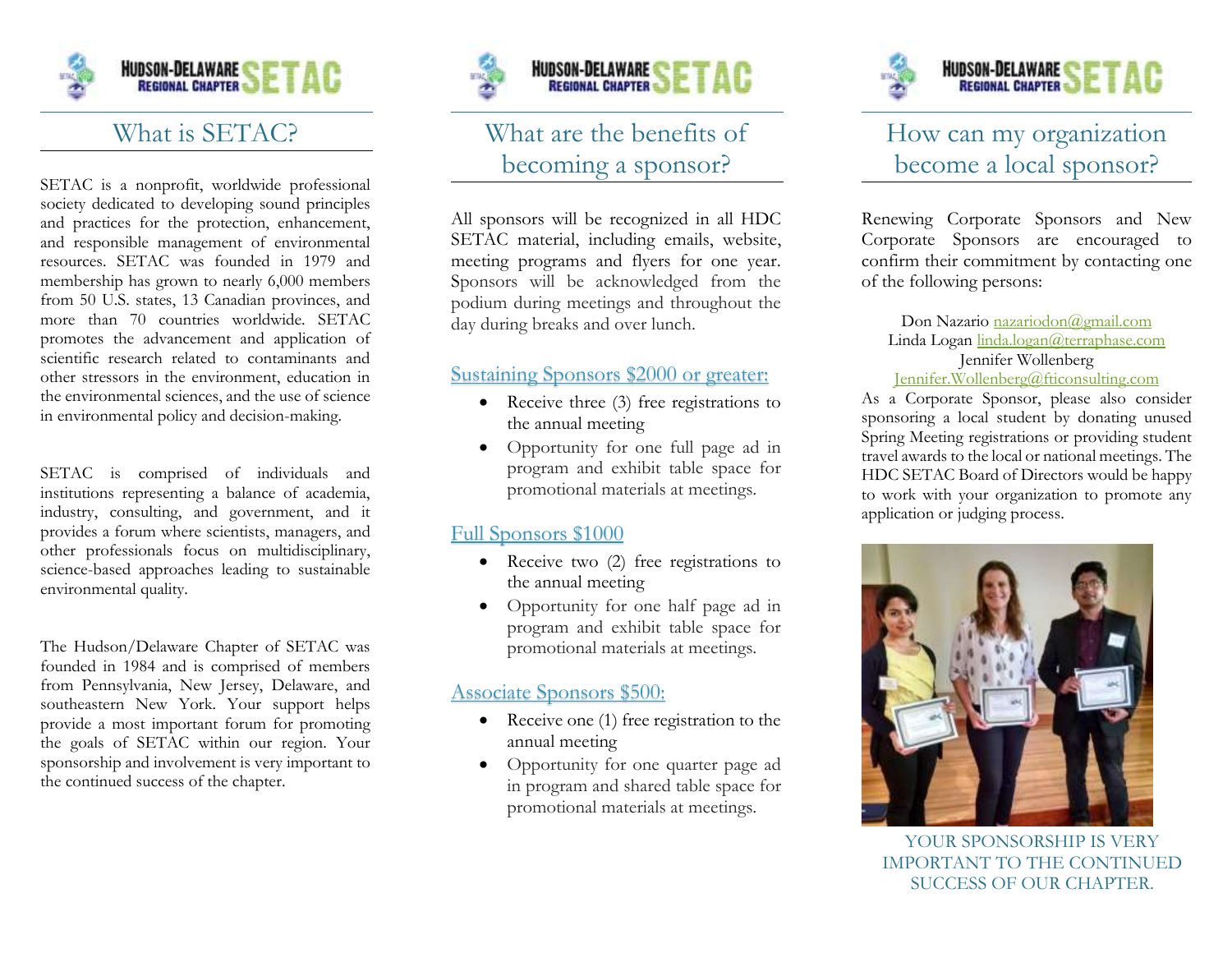# What is SETAC?

SETAC is a nonprofit, worldwide professional society dedicated to developing sound principles and practices for the protection, enhancement, and responsible management of environmental resources. SETAC was founded in 1979 and membership has grown to nearly 6,000 members from 50 U.S. states, 13 Canadian provinces, and more than 70 countries worldwide. SETAC promotes the advancement and application of scientific research related to contaminants and other stressors in the environment, education in the environmental sciences, and the use of science in environmental policy and decision-making.

SETAC is comprised of individuals and institutions representing a balance of academia, industry, consulting, and government, and it provides a forum where scientists, managers, and other professionals focus on multidisciplinary, science-based approaches leading to sustainable environmental quality.

The Hudson/Delaware Chapter of SETAC was founded in 1984 and is comprised of members from Pennsylvania, New Jersey, Delaware, and southeastern New York. Your support helps provide a most important forum for promoting the goals of SETAC within our region. Your sponsorship and involvement is very important to the continued success of the chapter.

# What are the benefits of becoming a sponsor?

All sponsors will be recognized in all HDC SETAC material, including emails, website, meeting programs and flyers for one year. Sponsors will be acknowledged from the podium during meetings and throughout the day during breaks and over lunch.

## Sustaining Sponsors $2000 or greater:

- Receive three (3) free registrations to the annual meeting
- Opportunity for one full page ad in program and exhibit table space for promotional materials at meetings.

## Full Sponsors $1000

- Receive two (2) free registrations to the annual meeting
- Opportunity for one half page ad in program and exhibit table space for promotional materials at meetings.

## Associate Sponsors $500:

- Receive one (1) free registration to the annual meeting
- Opportunity for one quarter page ad in program and shared table space for promotional materials at meetings.

# How can my organization become a local sponsor?

Renewing Corporate Sponsors and New Corporate Sponsors are encouraged to confirm their commitment by contacting one of the following persons:

Don Nazario nazariodon@gmail.com
Linda Logan linda.logan@terraphase.com
Jennifer Wollenberg
Jennifer.Wollenberg@fticonsulting.com

As a Corporate Sponsor, please also consider sponsoring a local student by donating unused Spring Meeting registrations or providing student travel awards to the local or national meetings. The HDC SETAC Board of Directors would be happy to work with your organization to promote any application or judging process.

YOUR SPONSORSHIP IS VERY IMPORTANT TO THE CONTINUED SUCCESS OF OUR CHAPTER.